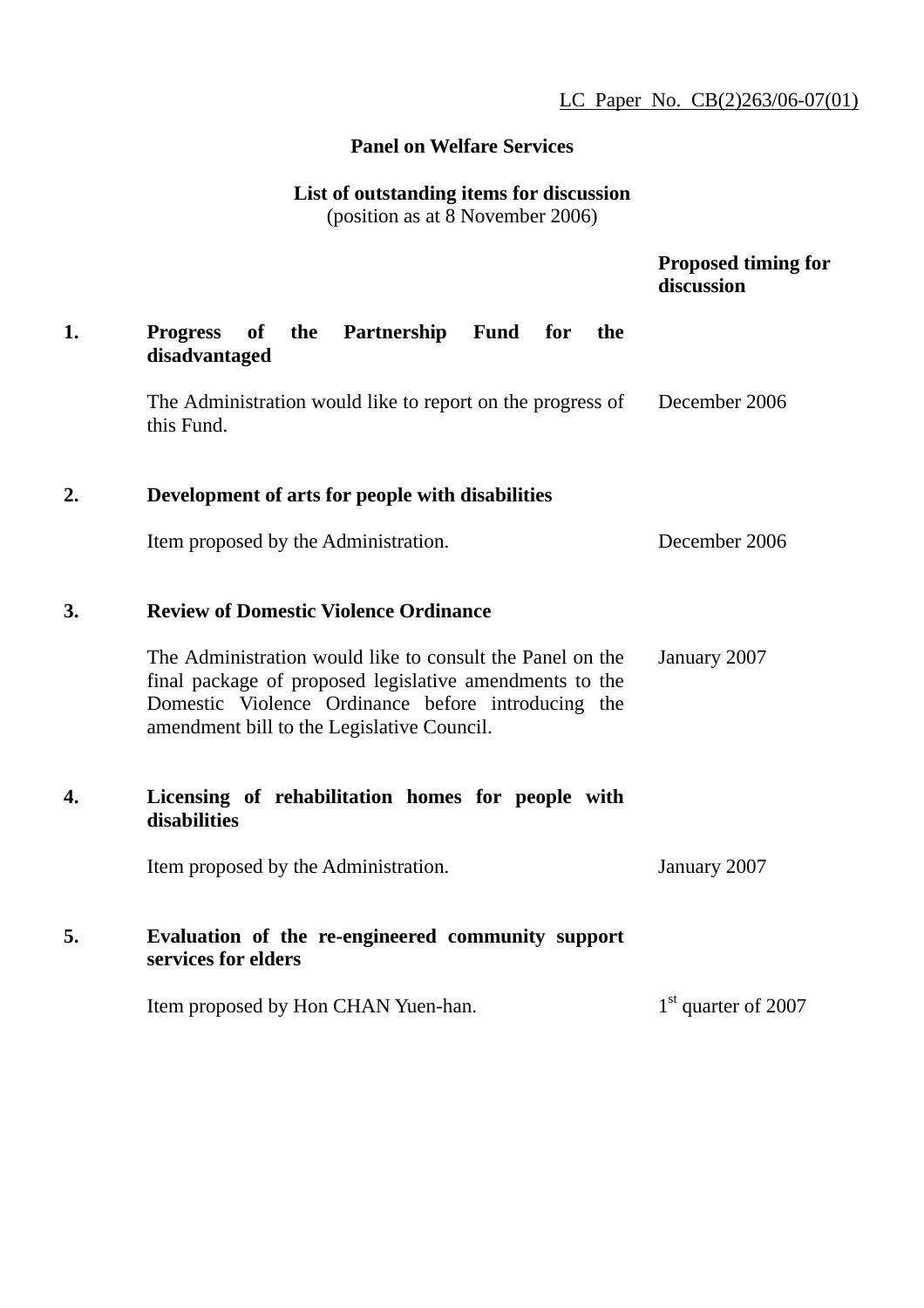LC Paper No. CB(2)263/06-07(01)

**Panel on Welfare Services**

**List of outstanding items for discussion**
(position as at 8 November 2006)

| | | **Proposed timing for discussion** |
|---|---|---|
| **1.** | **Progress of the Partnership Fund for the disadvantaged** | |
| | The Administration would like to report on the progress of this Fund. | December 2006 |
| **2.** | **Development of arts for people with disabilities** | |
| | Item proposed by the Administration. | December 2006 |
| **3.** | **Review of Domestic Violence Ordinance** | |
| | The Administration would like to consult the Panel on the final package of proposed legislative amendments to the Domestic Violence Ordinance before introducing the amendment bill to the Legislative Council. | January 2007 |
| **4.** | **Licensing of rehabilitation homes for people with disabilities** | |
| | Item proposed by the Administration. | January 2007 |
| **5.** | **Evaluation of the re-engineered community support services for elders** | |
| | Item proposed by Hon CHAN Yuen-han. | 1st quarter of 2007 |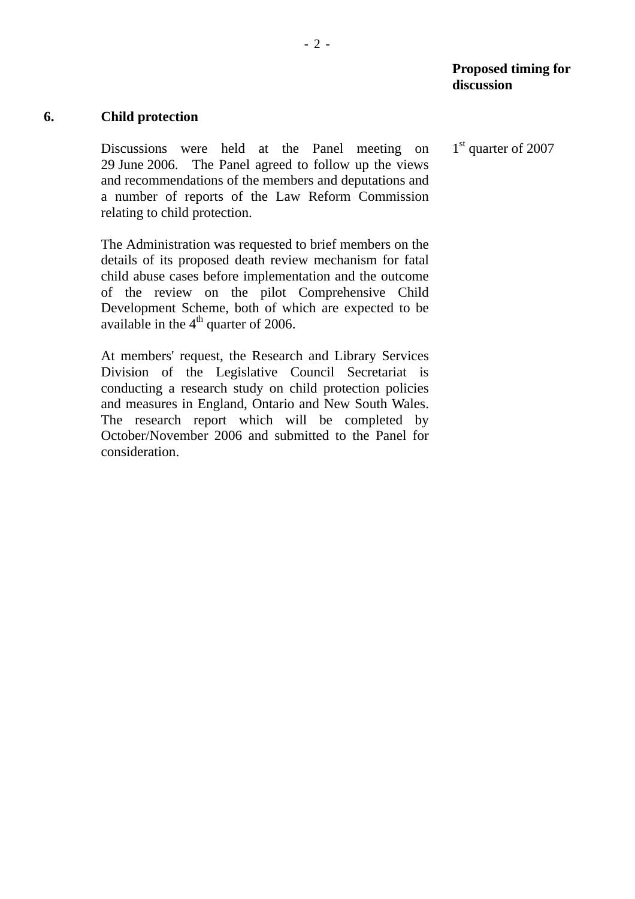**Proposed timing for discussion**

**6. Child protection**

Discussions were held at the Panel meeting on 29 June 2006. The Panel agreed to follow up the views and recommendations of the members and deputations and a number of reports of the Law Reform Commission relating to child protection.

1st quarter of 2007

The Administration was requested to brief members on the details of its proposed death review mechanism for fatal child abuse cases before implementation and the outcome of the review on the pilot Comprehensive Child Development Scheme, both of which are expected to be available in the 4th quarter of 2006.

At members' request, the Research and Library Services Division of the Legislative Council Secretariat is conducting a research study on child protection policies and measures in England, Ontario and New South Wales. The research report which will be completed by October/November 2006 and submitted to the Panel for consideration.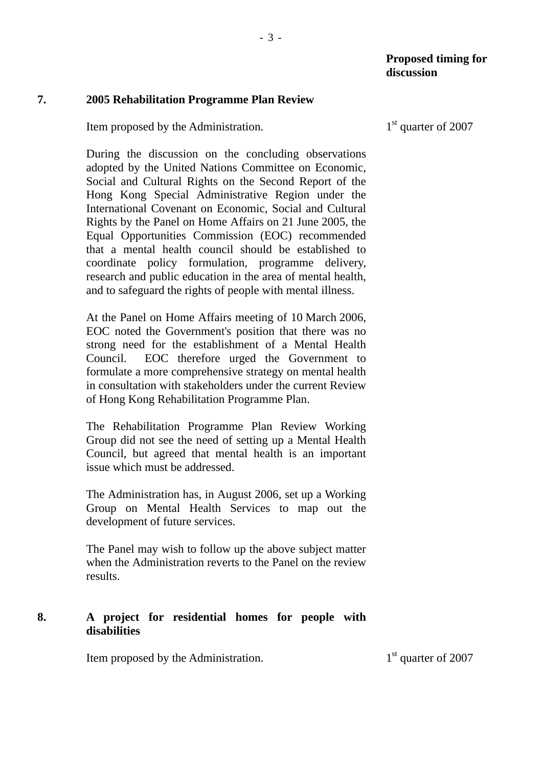**Proposed timing for discussion**

**7. 2005 Rehabilitation Programme Plan Review**

Item proposed by the Administration. — 1st quarter of 2007

During the discussion on the concluding observations adopted by the United Nations Committee on Economic, Social and Cultural Rights on the Second Report of the Hong Kong Special Administrative Region under the International Covenant on Economic, Social and Cultural Rights by the Panel on Home Affairs on 21 June 2005, the Equal Opportunities Commission (EOC) recommended that a mental health council should be established to coordinate policy formulation, programme delivery, research and public education in the area of mental health, and to safeguard the rights of people with mental illness.

At the Panel on Home Affairs meeting of 10 March 2006, EOC noted the Government's position that there was no strong need for the establishment of a Mental Health Council. EOC therefore urged the Government to formulate a more comprehensive strategy on mental health in consultation with stakeholders under the current Review of Hong Kong Rehabilitation Programme Plan.

The Rehabilitation Programme Plan Review Working Group did not see the need of setting up a Mental Health Council, but agreed that mental health is an important issue which must be addressed.

The Administration has, in August 2006, set up a Working Group on Mental Health Services to map out the development of future services.

The Panel may wish to follow up the above subject matter when the Administration reverts to the Panel on the review results.

**8. A project for residential homes for people with disabilities**

Item proposed by the Administration. — 1st quarter of 2007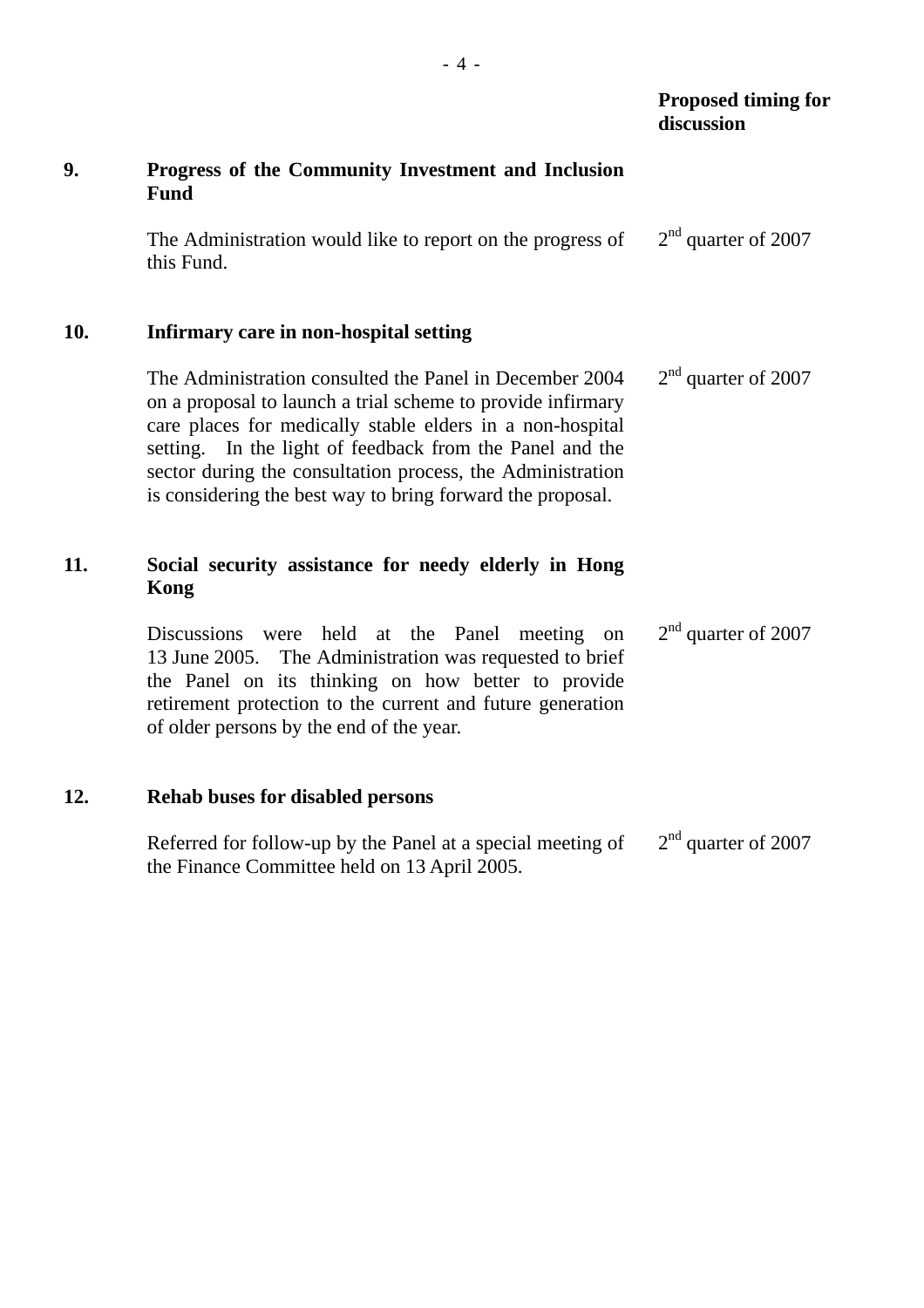| | | Proposed timing for discussion |
|---|---|---|
| **9.** | **Progress of the Community Investment and Inclusion Fund** | |
| | The Administration would like to report on the progress of this Fund. | 2nd quarter of 2007 |
| **10.** | **Infirmary care in non-hospital setting** | |
| | The Administration consulted the Panel in December 2004 on a proposal to launch a trial scheme to provide infirmary care places for medically stable elders in a non-hospital setting. In the light of feedback from the Panel and the sector during the consultation process, the Administration is considering the best way to bring forward the proposal. | 2nd quarter of 2007 |
| **11.** | **Social security assistance for needy elderly in Hong Kong** | |
| | Discussions were held at the Panel meeting on 13 June 2005. The Administration was requested to brief the Panel on its thinking on how better to provide retirement protection to the current and future generation of older persons by the end of the year. | 2nd quarter of 2007 |
| **12.** | **Rehab buses for disabled persons** | |
| | Referred for follow-up by the Panel at a special meeting of the Finance Committee held on 13 April 2005. | 2nd quarter of 2007 |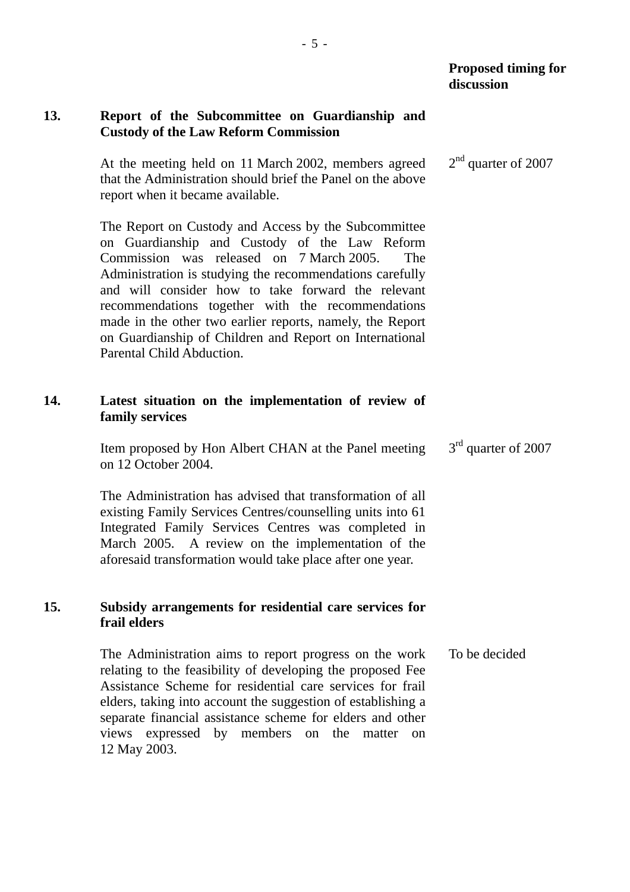**Proposed timing for discussion**

**13. Report of the Subcommittee on Guardianship and Custody of the Law Reform Commission**

At the meeting held on 11 March 2002, members agreed that the Administration should brief the Panel on the above report when it became available. — 2nd quarter of 2007

The Report on Custody and Access by the Subcommittee on Guardianship and Custody of the Law Reform Commission was released on 7 March 2005. The Administration is studying the recommendations carefully and will consider how to take forward the relevant recommendations together with the recommendations made in the other two earlier reports, namely, the Report on Guardianship of Children and Report on International Parental Child Abduction.

**14. Latest situation on the implementation of review of family services**

Item proposed by Hon Albert CHAN at the Panel meeting on 12 October 2004. — 3rd quarter of 2007

The Administration has advised that transformation of all existing Family Services Centres/counselling units into 61 Integrated Family Services Centres was completed in March 2005. A review on the implementation of the aforesaid transformation would take place after one year.

**15. Subsidy arrangements for residential care services for frail elders**

The Administration aims to report progress on the work relating to the feasibility of developing the proposed Fee Assistance Scheme for residential care services for frail elders, taking into account the suggestion of establishing a separate financial assistance scheme for elders and other views expressed by members on the matter on 12 May 2003. — To be decided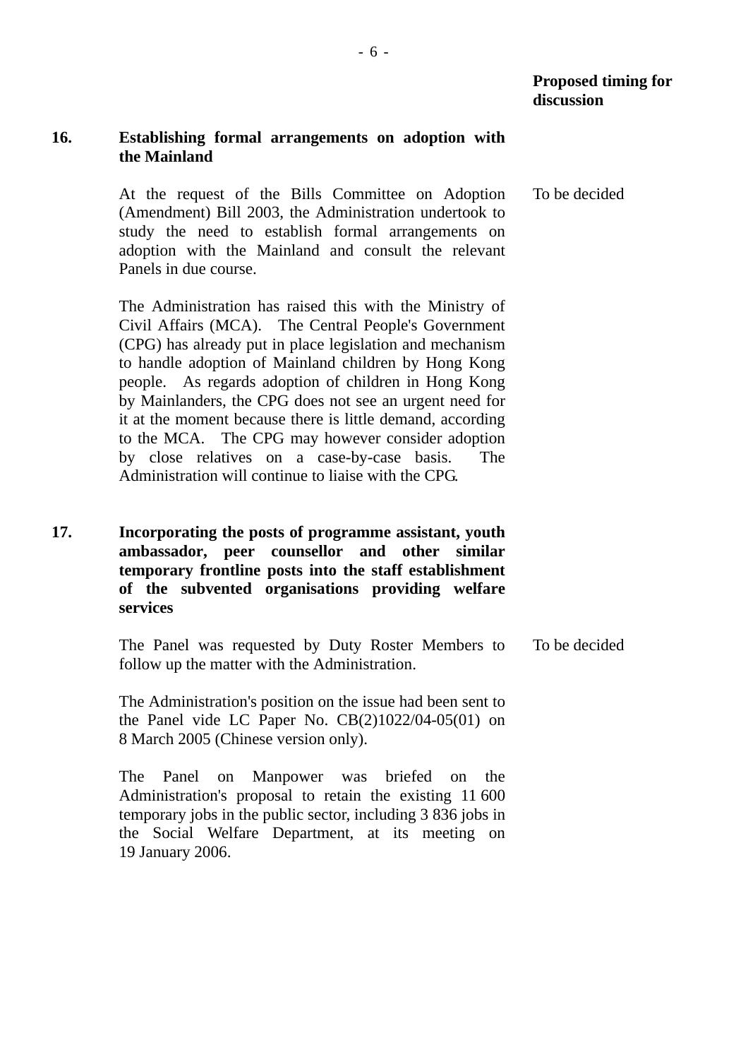**Proposed timing for discussion**

**16. Establishing formal arrangements on adoption with the Mainland**

At the request of the Bills Committee on Adoption (Amendment) Bill 2003, the Administration undertook to study the need to establish formal arrangements on adoption with the Mainland and consult the relevant Panels in due course.

To be decided

The Administration has raised this with the Ministry of Civil Affairs (MCA). The Central People's Government (CPG) has already put in place legislation and mechanism to handle adoption of Mainland children by Hong Kong people. As regards adoption of children in Hong Kong by Mainlanders, the CPG does not see an urgent need for it at the moment because there is little demand, according to the MCA. The CPG may however consider adoption by close relatives on a case-by-case basis. The Administration will continue to liaise with the CPG.

**17. Incorporating the posts of programme assistant, youth ambassador, peer counsellor and other similar temporary frontline posts into the staff establishment of the subvented organisations providing welfare services**

The Panel was requested by Duty Roster Members to follow up the matter with the Administration.

To be decided

The Administration's position on the issue had been sent to the Panel vide LC Paper No. CB(2)1022/04-05(01) on 8 March 2005 (Chinese version only).

The Panel on Manpower was briefed on the Administration's proposal to retain the existing 11 600 temporary jobs in the public sector, including 3 836 jobs in the Social Welfare Department, at its meeting on 19 January 2006.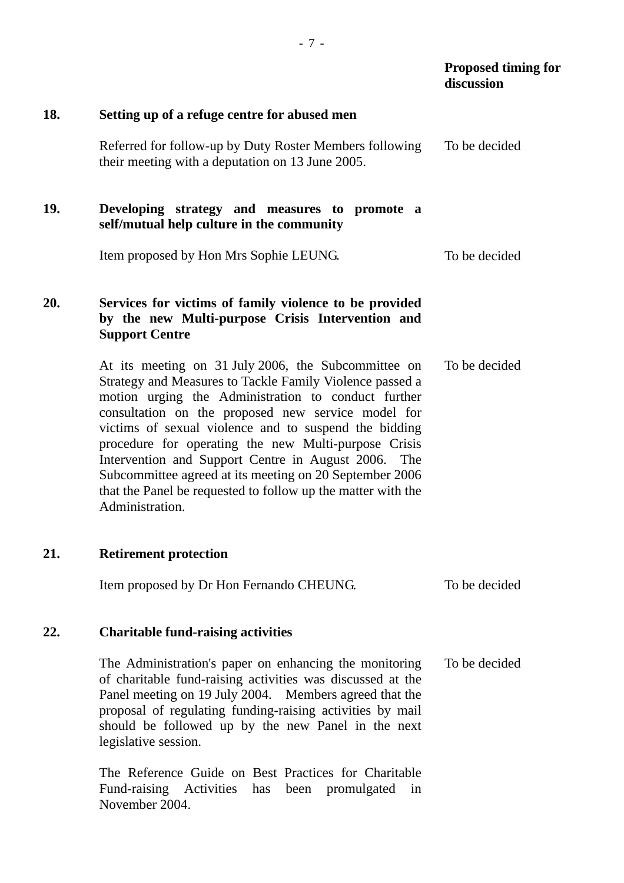| | | Proposed timing for discussion |
|---|---|---|
| **18.** | **Setting up of a refuge centre for abused men** | |
| | Referred for follow-up by Duty Roster Members following their meeting with a deputation on 13 June 2005. | To be decided |
| **19.** | **Developing strategy and measures to promote a self/mutual help culture in the community** | |
| | Item proposed by Hon Mrs Sophie LEUNG. | To be decided |
| **20.** | **Services for victims of family violence to be provided by the new Multi-purpose Crisis Intervention and Support Centre** | |
| | At its meeting on 31 July 2006, the Subcommittee on Strategy and Measures to Tackle Family Violence passed a motion urging the Administration to conduct further consultation on the proposed new service model for victims of sexual violence and to suspend the bidding procedure for operating the new Multi-purpose Crisis Intervention and Support Centre in August 2006. The Subcommittee agreed at its meeting on 20 September 2006 that the Panel be requested to follow up the matter with the Administration. | To be decided |
| **21.** | **Retirement protection** | |
| | Item proposed by Dr Hon Fernando CHEUNG. | To be decided |
| **22.** | **Charitable fund-raising activities** | |
| | The Administration's paper on enhancing the monitoring of charitable fund-raising activities was discussed at the Panel meeting on 19 July 2004. Members agreed that the proposal of regulating funding-raising activities by mail should be followed up by the new Panel in the next legislative session. | To be decided |
| | The Reference Guide on Best Practices for Charitable Fund-raising Activities has been promulgated in November 2004. | |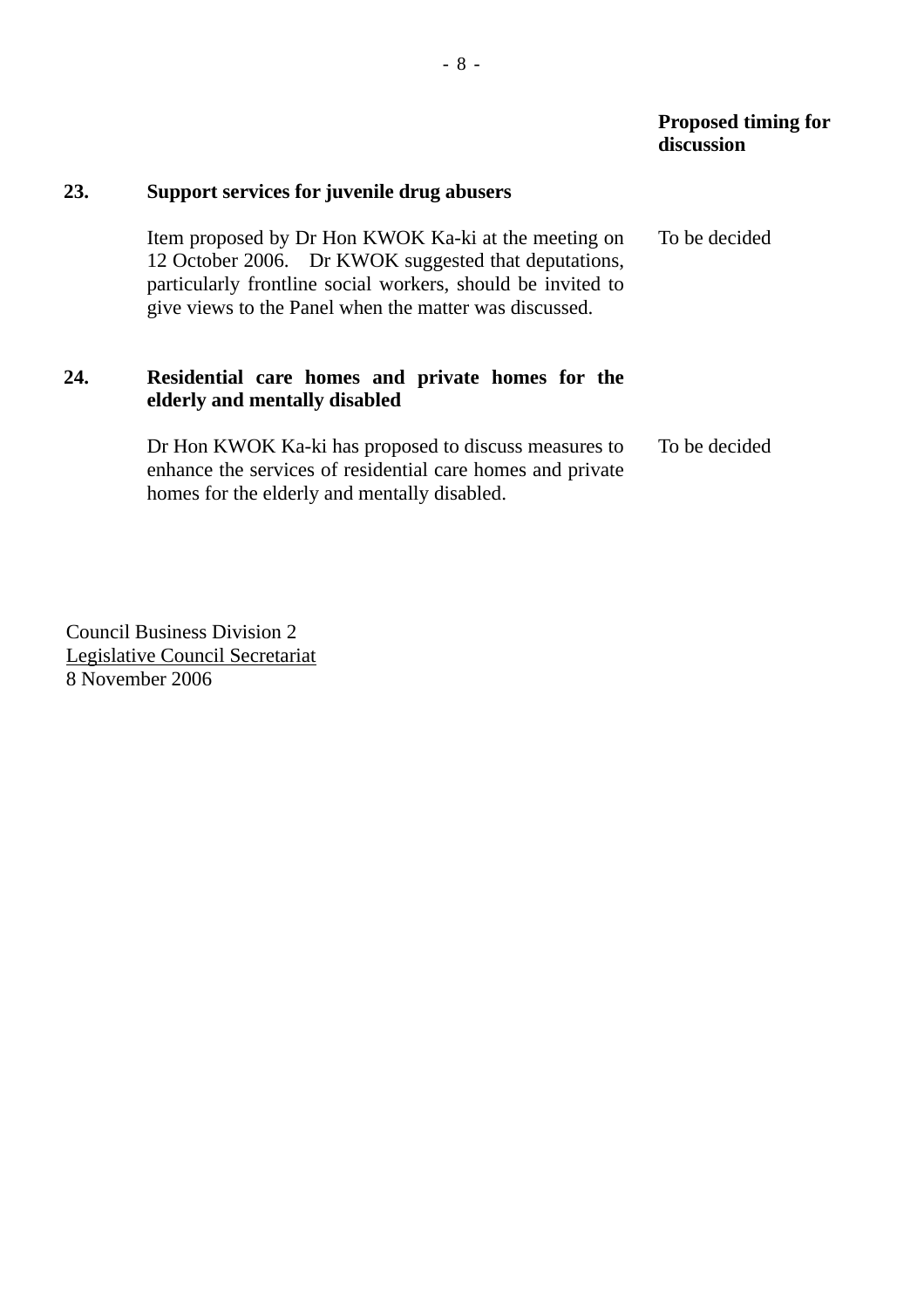| | | Proposed timing for discussion |
|---|---|---|
| **23.** | **Support services for juvenile drug abusers** | |
| | Item proposed by Dr Hon KWOK Ka-ki at the meeting on 12 October 2006. Dr KWOK suggested that deputations, particularly frontline social workers, should be invited to give views to the Panel when the matter was discussed. | To be decided |
| **24.** | **Residential care homes and private homes for the elderly and mentally disabled** | |
| | Dr Hon KWOK Ka-ki has proposed to discuss measures to enhance the services of residential care homes and private homes for the elderly and mentally disabled. | To be decided |

Council Business Division 2
Legislative Council Secretariat
8 November 2006